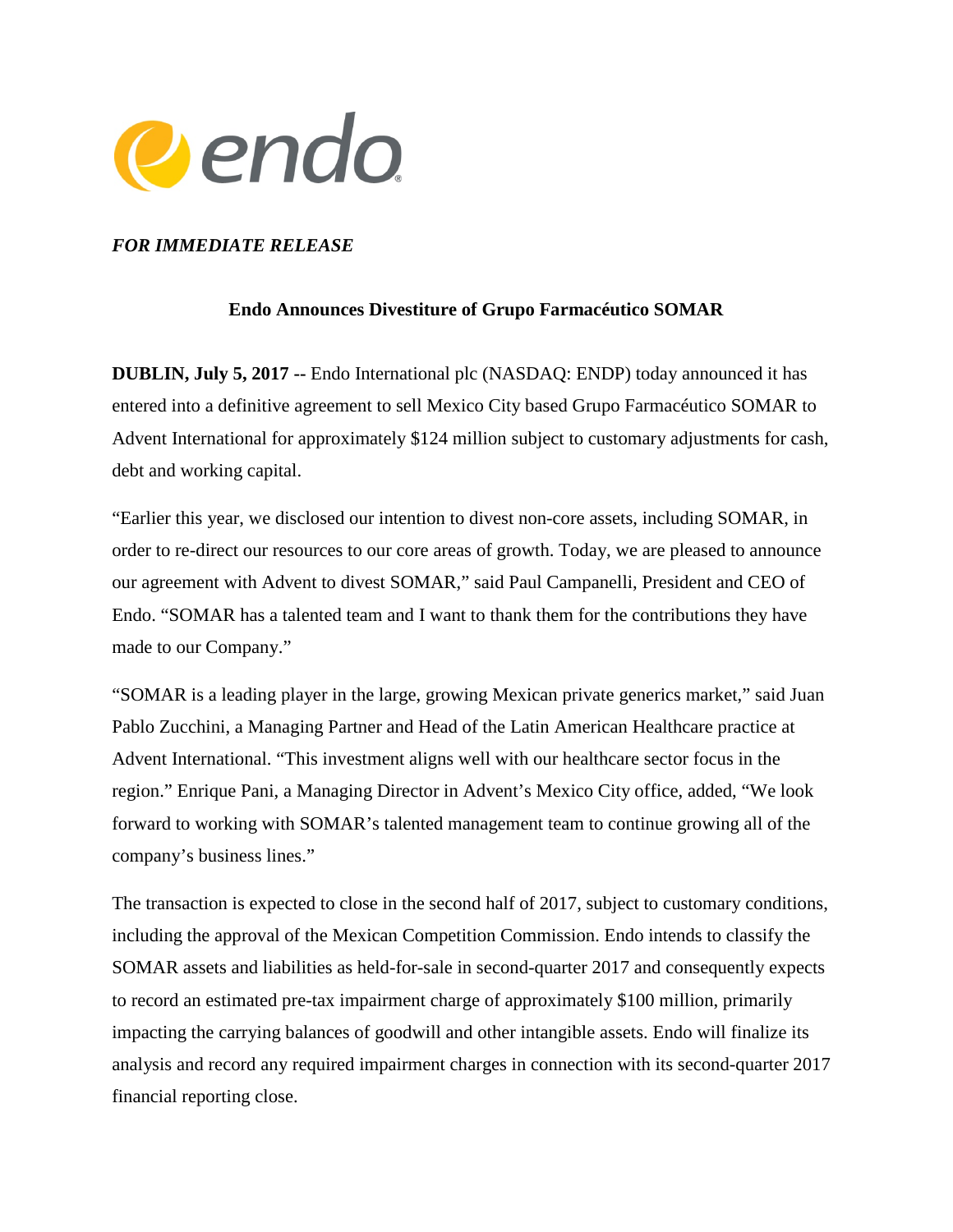endo

*FOR IMMEDIATE RELEASE*

**Endo Announces Divestiture of Grupo Farmacéutico SOMAR**

**DUBLIN, July 5, 2017 --** Endo International plc (NASDAQ: ENDP) today announced it has entered into a definitive agreement to sell Mexico City based Grupo Farmacéutico SOMAR to Advent International for approximately $124 million subject to customary adjustments for cash, debt and working capital.

"Earlier this year, we disclosed our intention to divest non-core assets, including SOMAR, in order to re-direct our resources to our core areas of growth. Today, we are pleased to announce our agreement with Advent to divest SOMAR," said Paul Campanelli, President and CEO of Endo. "SOMAR has a talented team and I want to thank them for the contributions they have made to our Company."

"SOMAR is a leading player in the large, growing Mexican private generics market," said Juan Pablo Zucchini, a Managing Partner and Head of the Latin American Healthcare practice at Advent International. "This investment aligns well with our healthcare sector focus in the region." Enrique Pani, a Managing Director in Advent's Mexico City office, added, "We look forward to working with SOMAR's talented management team to continue growing all of the company's business lines."

The transaction is expected to close in the second half of 2017, subject to customary conditions, including the approval of the Mexican Competition Commission. Endo intends to classify the SOMAR assets and liabilities as held-for-sale in second-quarter 2017 and consequently expects to record an estimated pre-tax impairment charge of approximately $100 million, primarily impacting the carrying balances of goodwill and other intangible assets. Endo will finalize its analysis and record any required impairment charges in connection with its second-quarter 2017 financial reporting close.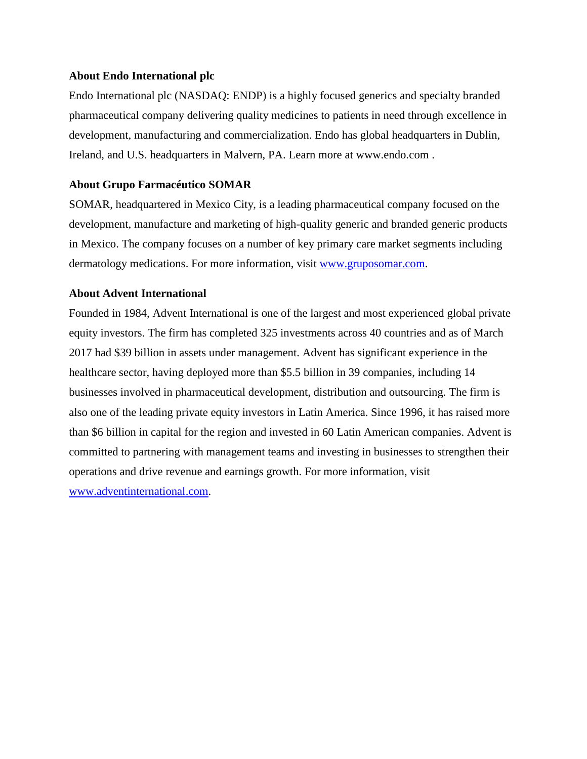**About Endo International plc**

Endo International plc (NASDAQ: ENDP) is a highly focused generics and specialty branded pharmaceutical company delivering quality medicines to patients in need through excellence in development, manufacturing and commercialization. Endo has global headquarters in Dublin, Ireland, and U.S. headquarters in Malvern, PA. Learn more at www.endo.com .

**About Grupo Farmacéutico SOMAR**

SOMAR, headquartered in Mexico City, is a leading pharmaceutical company focused on the development, manufacture and marketing of high-quality generic and branded generic products in Mexico. The company focuses on a number of key primary care market segments including dermatology medications. For more information, visit [www.gruposomar.com](www.gruposomar.com).

**About Advent International**

Founded in 1984, Advent International is one of the largest and most experienced global private equity investors. The firm has completed 325 investments across 40 countries and as of March 2017 had $39 billion in assets under management. Advent has significant experience in the healthcare sector, having deployed more than $5.5 billion in 39 companies, including 14 businesses involved in pharmaceutical development, distribution and outsourcing. The firm is also one of the leading private equity investors in Latin America. Since 1996, it has raised more than $6 billion in capital for the region and invested in 60 Latin American companies. Advent is committed to partnering with management teams and investing in businesses to strengthen their operations and drive revenue and earnings growth. For more information, visit [www.adventinternational.com](www.adventinternational.com).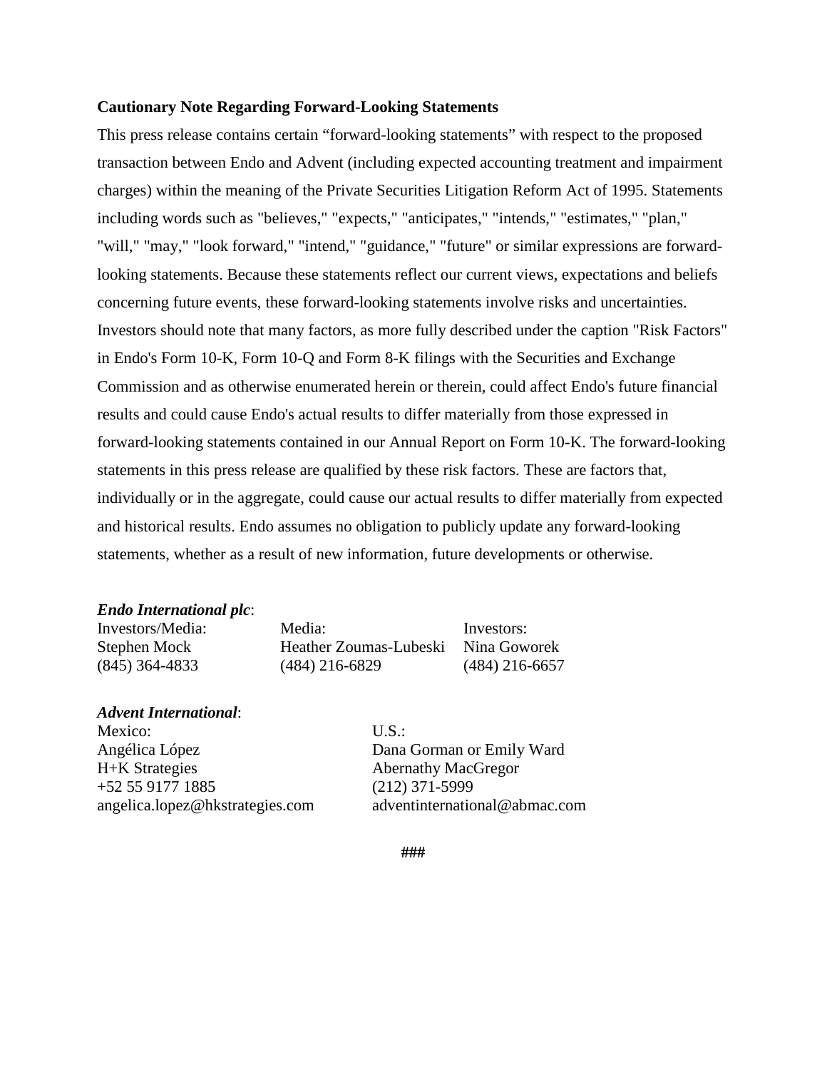**Cautionary Note Regarding Forward-Looking Statements**

This press release contains certain "forward-looking statements" with respect to the proposed transaction between Endo and Advent (including expected accounting treatment and impairment charges) within the meaning of the Private Securities Litigation Reform Act of 1995. Statements including words such as "believes," "expects," "anticipates," "intends," "estimates," "plan," "will," "may," "look forward," "intend," "guidance," "future" or similar expressions are forward-looking statements. Because these statements reflect our current views, expectations and beliefs concerning future events, these forward-looking statements involve risks and uncertainties. Investors should note that many factors, as more fully described under the caption "Risk Factors" in Endo's Form 10-K, Form 10-Q and Form 8-K filings with the Securities and Exchange Commission and as otherwise enumerated herein or therein, could affect Endo's future financial results and could cause Endo's actual results to differ materially from those expressed in forward-looking statements contained in our Annual Report on Form 10-K. The forward-looking statements in this press release are qualified by these risk factors. These are factors that, individually or in the aggregate, could cause our actual results to differ materially from expected and historical results. Endo assumes no obligation to publicly update any forward-looking statements, whether as a result of new information, future developments or otherwise.

***Endo International plc***:

| Investors/Media: | Media: | Investors: |
|---|---|---|
| Stephen Mock | Heather Zoumas-Lubeski | Nina Goworek |
| (845) 364-4833 | (484) 216-6829 | (484) 216-6657 |

***Advent International***:

| Mexico: | U.S.: |
|---|---|
| Angélica López | Dana Gorman or Emily Ward |
| H+K Strategies | Abernathy MacGregor |
| +52 55 9177 1885 | (212) 371-5999 |
| angelica.lopez@hkstrategies.com | adventinternational@abmac.com |

###